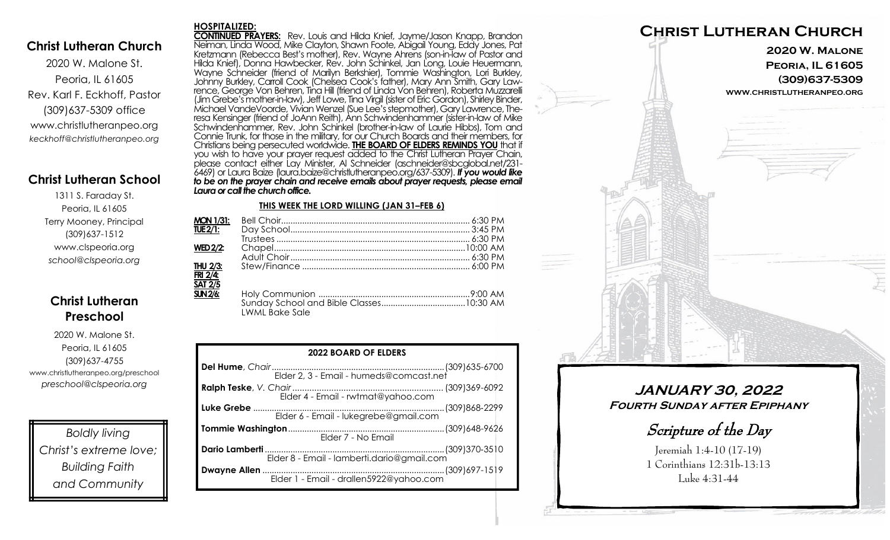## Christ Lutheran Church

2020 W. Malone St.
Peoria, IL 61605
Rev. Karl F. Eckhoff, Pastor
(309)637-5309 office
www.christlutheranpeo.org
*keckhoff@christlutheranpeo.org*

## Christ Lutheran School

1311 S. Faraday St.
Peoria, IL 61605
Terry Mooney, Principal
(309)637-1512
www.clspeoria.org
*school@clspeoria.org*

## Christ Lutheran Preschool

2020 W. Malone St.
Peoria, IL 61605
(309)637-4755
www.christlutheranpeo.org/preschool
*preschool@clspeoria.org*

*Boldly living Christ's extreme love; Building Faith and Community*

**HOSPITALIZED:**

**CONTINUED PRAYERS:** Rev. Louis and Hilda Knief, Jayme/Jason Knapp, Brandon Neiman, Linda Wood, Mike Clayton, Shawn Foote, Abigail Young, Eddy Jones, Pat Kretzmann (Rebecca Best's mother), Rev. Wayne Ahrens (son-in-law of Pastor and Hilda Knief), Donna Hawbecker, Rev. John Schinkel, Jan Long, Louie Heuermann, Wayne Schneider (friend of Marilyn Berkshier), Tommie Washington, Lori Burkley, Johnny Burkley, Carroll Cook (Chelsea Cook's father), Mary Ann Smith, Gary Lawrence, George Von Behren, Tina Hill (friend of Linda Von Behren), Roberta Muzzarelli (Jim Grebe's mother-in-law), Jeff Lowe, Tina Virgil (sister of Eric Gordon), Shirley Binder, Michael VandeVoorde, Vivian Wenzel (Sue Lee's stepmother), Gary Lawrence, Theresa Kensinger (friend of JoAnn Reith), Ann Schwindenhammer (sister-in-law of Mike Schwindenhammer, Rev. John Schinkel (brother-in-law of Laurie Hibbs), Tom and Connie Trunk, for those in the military, for our Church Boards and their members, for Christians being persecuted worldwide. **THE BOARD OF ELDERS REMINDS YOU** that if you wish to have your prayer request added to the Christ Lutheran Prayer Chain, please contact either Lay Minister, Al Schneider (aschneider@sbcglobal.net/231-6469) or Laura Baize (laura.baize@christlutheranpeo.org/637-5309). ***If you would like to be on the prayer chain and receive emails about prayer requests, please email Laura or call the church office.***

**THIS WEEK THE LORD WILLING (JAN 31–FEB 6)**

| | | |
|---|---|---|
| **MON 1/31:** | Bell Choir | 6:30 PM |
| **TUE 2/1:** | Day School | 3:45 PM |
| | Trustees | 6:30 PM |
| **WED 2/2:** | Chapel | 10:00 AM |
| | Adult Choir | 6:30 PM |
| **THU 2/3:** | Stew/Finance | 6:00 PM |
| **FRI 2/4:** | | |
| **SAT 2/5** | | |
| **SUN 2/6:** | Holy Communion | 9:00 AM |
| | Sunday School and Bible Classes | 10:30 AM |
| | LWML Bake Sale | |

**2022 BOARD OF ELDERS**

| | |
|---|---|
| **Del Hume**, *Chair* — Elder 2, 3 - Email - humeds@comcast.net | (309)635-6700 |
| **Ralph Teske**, *V. Chair* — Elder 4 - Email - rwtmat@yahoo.com | (309)369-6092 |
| **Luke Grebe** — Elder 6 - Email - lukegrebe@gmail.com | (309)868-2299 |
| **Tommie Washington** — Elder 7 - No Email | (309)648-9626 |
| **Dario Lamberti** — Elder 8 - Email - lamberti.dario@gmail.com | (309)370-3510 |
| **Dwayne Allen** — Elder 1 - Email - drallen5922@yahoo.com | (309)697-1519 |

# Christ Lutheran Church

**2020 W. Malone**
**Peoria, IL 61605**
**(309)637-5309**
**www.christlutheranpeo.org**

## JANUARY 30, 2022
**Fourth Sunday after Epiphany**

### Scripture of the Day

Jeremiah 1:4-10 (17-19)
1 Corinthians 12:31b-13:13
Luke 4:31-44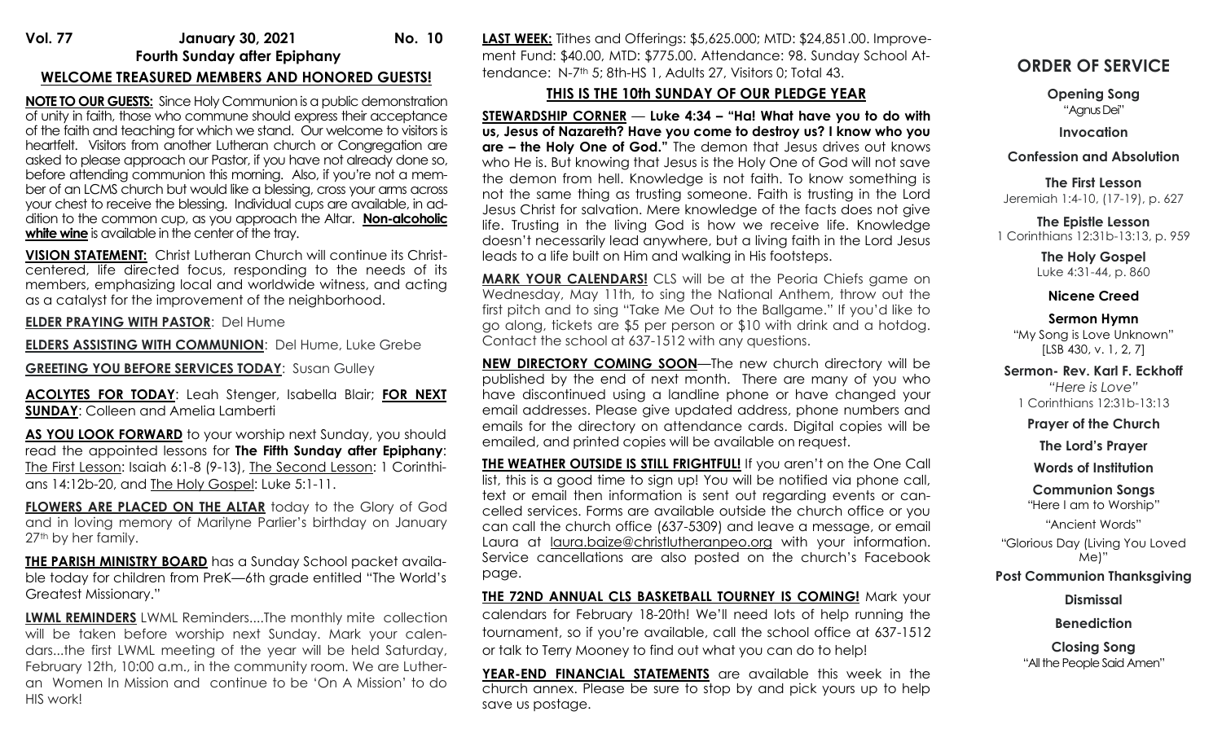**Vol. 77 January 30, 2021 No. 10**

**Fourth Sunday after Epiphany**

## WELCOME TREASURED MEMBERS AND HONORED GUESTS!

**NOTE TO OUR GUESTS:** Since Holy Communion is a public demonstration of unity in faith, those who commune should express their acceptance of the faith and teaching for which we stand. Our welcome to visitors is heartfelt. Visitors from another Lutheran church or Congregation are asked to please approach our Pastor, if you have not already done so, before attending communion this morning. Also, if you're not a member of an LCMS church but would like a blessing, cross your arms across your chest to receive the blessing. Individual cups are available, in addition to the common cup, as you approach the Altar. **Non-alcoholic white wine** is available in the center of the tray.

**VISION STATEMENT:** Christ Lutheran Church will continue its Christ-centered, life directed focus, responding to the needs of its members, emphasizing local and worldwide witness, and acting as a catalyst for the improvement of the neighborhood.

**ELDER PRAYING WITH PASTOR**: Del Hume

**ELDERS ASSISTING WITH COMMUNION**: Del Hume, Luke Grebe

**GREETING YOU BEFORE SERVICES TODAY**: Susan Gulley

**ACOLYTES FOR TODAY**: Leah Stenger, Isabella Blair; **FOR NEXT SUNDAY**: Colleen and Amelia Lamberti

**AS YOU LOOK FORWARD** to your worship next Sunday, you should read the appointed lessons for **The Fifth Sunday after Epiphany**: The First Lesson: Isaiah 6:1-8 (9-13), The Second Lesson: 1 Corinthians 14:12b-20, and The Holy Gospel: Luke 5:1-11.

**FLOWERS ARE PLACED ON THE ALTAR** today to the Glory of God and in loving memory of Marilyne Parlier's birthday on January 27th by her family.

**THE PARISH MINISTRY BOARD** has a Sunday School packet available today for children from PreK—6th grade entitled "The World's Greatest Missionary."

**LWML REMINDERS** LWML Reminders....The monthly mite collection will be taken before worship next Sunday. Mark your calendars...the first LWML meeting of the year will be held Saturday, February 12th, 10:00 a.m., in the community room. We are Lutheran Women In Mission and continue to be 'On A Mission' to do HIS work!

**LAST WEEK:** Tithes and Offerings: $5,625.000; MTD: $24,851.00. Improvement Fund: $40.00, MTD: $775.00. Attendance: 98. Sunday School Attendance: N-7th 5; 8th-HS 1, Adults 27, Visitors 0; Total 43.

## THIS IS THE 10th SUNDAY OF OUR PLEDGE YEAR

**STEWARDSHIP CORNER** — **Luke 4:34 – "Ha! What have you to do with us, Jesus of Nazareth? Have you come to destroy us? I know who you are – the Holy One of God."** The demon that Jesus drives out knows who He is. But knowing that Jesus is the Holy One of God will not save the demon from hell. Knowledge is not faith. To know something is not the same thing as trusting someone. Faith is trusting in the Lord Jesus Christ for salvation. Mere knowledge of the facts does not give life. Trusting in the living God is how we receive life. Knowledge doesn't necessarily lead anywhere, but a living faith in the Lord Jesus leads to a life built on Him and walking in His footsteps.

**MARK YOUR CALENDARS!** CLS will be at the Peoria Chiefs game on Wednesday, May 11th, to sing the National Anthem, throw out the first pitch and to sing "Take Me Out to the Ballgame." If you'd like to go along, tickets are $5 per person or $10 with drink and a hotdog. Contact the school at 637-1512 with any questions.

**NEW DIRECTORY COMING SOON**—The new church directory will be published by the end of next month. There are many of you who have discontinued using a landline phone or have changed your email addresses. Please give updated address, phone numbers and emails for the directory on attendance cards. Digital copies will be emailed, and printed copies will be available on request.

**THE WEATHER OUTSIDE IS STILL FRIGHTFUL!** If you aren't on the One Call list, this is a good time to sign up! You will be notified via phone call, text or email then information is sent out regarding events or cancelled services. Forms are available outside the church office or you can call the church office (637-5309) and leave a message, or email Laura at laura.baize@christlutheranpeo.org with your information. Service cancellations are also posted on the church's Facebook page.

**THE 72ND ANNUAL CLS BASKETBALL TOURNEY IS COMING!** Mark your calendars for February 18-20th! We'll need lots of help running the tournament, so if you're available, call the school office at 637-1512 or talk to Terry Mooney to find out what you can do to help!

**YEAR-END FINANCIAL STATEMENTS** are available this week in the church annex. Please be sure to stop by and pick yours up to help save us postage.

## ORDER OF SERVICE

**Opening Song**
"Agnus Dei"

**Invocation**

**Confession and Absolution**

**The First Lesson**
Jeremiah 1:4-10, (17-19), p. 627

**The Epistle Lesson**
1 Corinthians 12:31b-13:13, p. 959

**The Holy Gospel**
Luke 4:31-44, p. 860

**Nicene Creed**

**Sermon Hymn**
"My Song is Love Unknown"
[LSB 430, v. 1, 2, 7]

**Sermon- Rev. Karl F. Eckhoff**
*"Here is Love"*
1 Corinthians 12:31b-13:13

**Prayer of the Church**

**The Lord's Prayer**

**Words of Institution**

**Communion Songs**
"Here I am to Worship"
"Ancient Words"
"Glorious Day (Living You Loved Me)"

**Post Communion Thanksgiving**

**Dismissal**

**Benediction**

**Closing Song**
"All the People Said Amen"